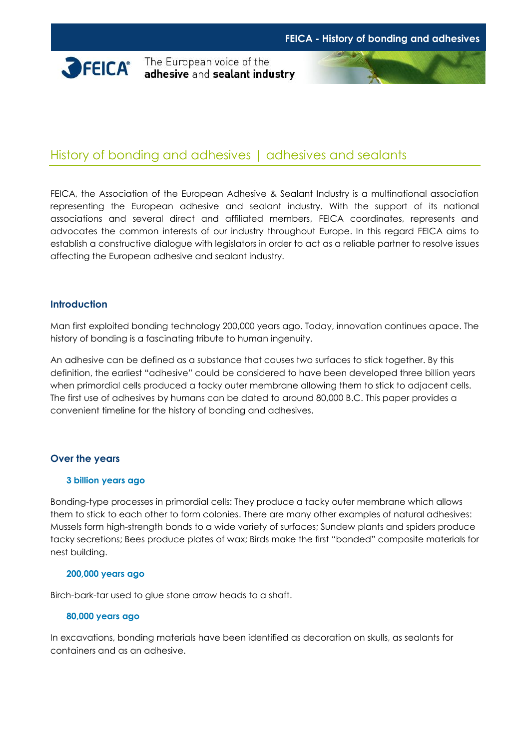# History of bonding and adhesives | adhesives and sealants

FEICA, the Association of the European Adhesive & Sealant Industry is a multinational association representing the European adhesive and sealant industry. With the support of its national associations and several direct and affiliated members, FEICA coordinates, represents and advocates the common interests of our industry throughout Europe. In this regard FEICA aims to establish a constructive dialogue with legislators in order to act as a reliable partner to resolve issues affecting the European adhesive and sealant industry.

## Introduction

Man first exploited bonding technology 200,000 years ago. Today, innovation continues apace. The history of bonding is a fascinating tribute to human ingenuity.

An adhesive can be defined as a substance that causes two surfaces to stick together. By this definition, the earliest "adhesive" could be considered to have been developed three billion years when primordial cells produced a tacky outer membrane allowing them to stick to adjacent cells. The first use of adhesives by humans can be dated to around 80,000 B.C. This paper provides a convenient timeline for the history of bonding and adhesives.

## Over the years

### 3 billion years ago

Bonding-type processes in primordial cells: They produce a tacky outer membrane which allows them to stick to each other to form colonies. There are many other examples of natural adhesives: Mussels form high-strength bonds to a wide variety of surfaces; Sundew plants and spiders produce tacky secretions; Bees produce plates of wax; Birds make the first "bonded" composite materials for nest building.

### 200,000 years ago

Birch-bark-tar used to glue stone arrow heads to a shaft.

### 80,000 years ago

In excavations, bonding materials have been identified as decoration on skulls, as sealants for containers and as an adhesive.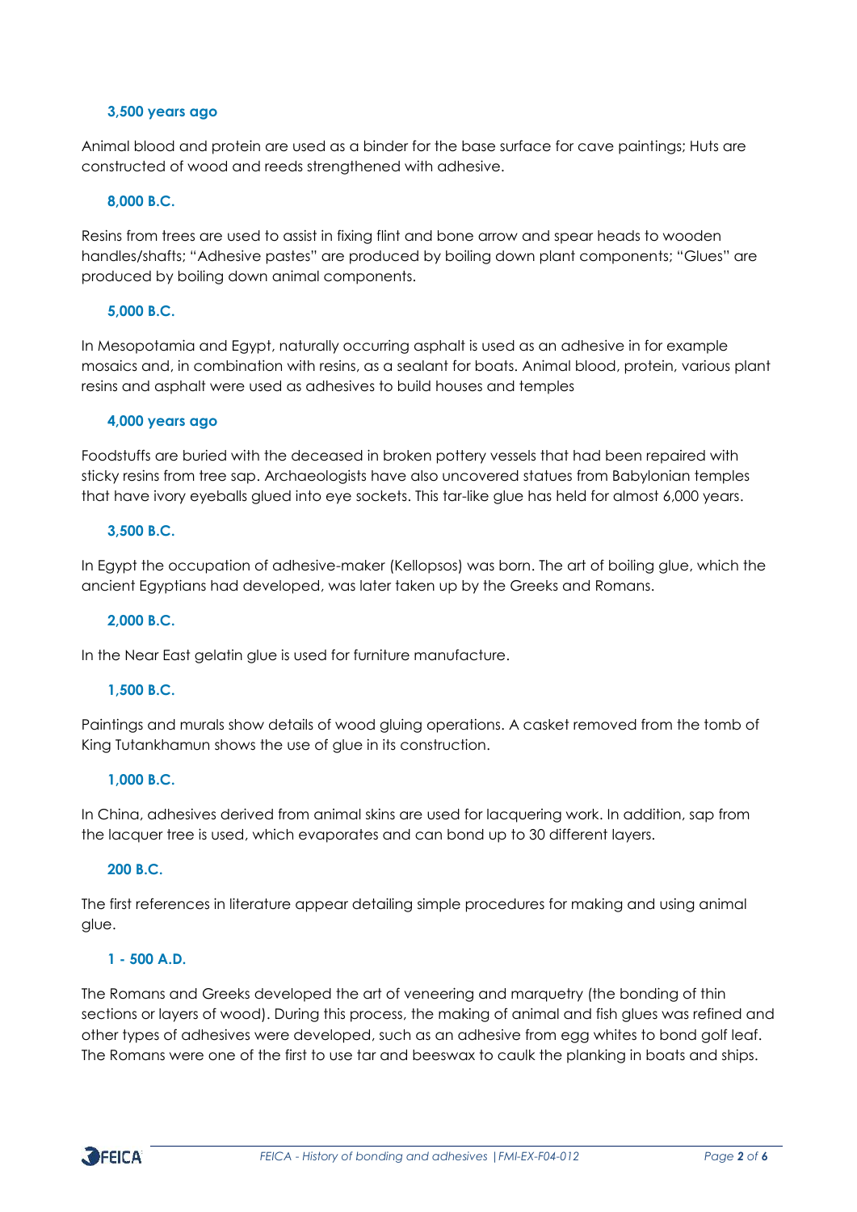### 3,500 years ago

Animal blood and protein are used as a binder for the base surface for cave paintings; Huts are constructed of wood and reeds strengthened with adhesive.

### 8,000 B.C.

Resins from trees are used to assist in fixing flint and bone arrow and spear heads to wooden handles/shafts; "Adhesive pastes" are produced by boiling down plant components; "Glues" are produced by boiling down animal components.

### 5,000 B.C.

In Mesopotamia and Egypt, naturally occurring asphalt is used as an adhesive in for example mosaics and, in combination with resins, as a sealant for boats. Animal blood, protein, various plant resins and asphalt were used as adhesives to build houses and temples

### 4,000 years ago

Foodstuffs are buried with the deceased in broken pottery vessels that had been repaired with sticky resins from tree sap. Archaeologists have also uncovered statues from Babylonian temples that have ivory eyeballs glued into eye sockets. This tar-like glue has held for almost 6,000 years.

### 3,500 B.C.

In Egypt the occupation of adhesive-maker (Kellopsos) was born. The art of boiling glue, which the ancient Egyptians had developed, was later taken up by the Greeks and Romans.

### 2,000 B.C.

In the Near East gelatin glue is used for furniture manufacture.

### 1,500 B.C.

Paintings and murals show details of wood gluing operations. A casket removed from the tomb of King Tutankhamun shows the use of glue in its construction.

### 1,000 B.C.

In China, adhesives derived from animal skins are used for lacquering work. In addition, sap from the lacquer tree is used, which evaporates and can bond up to 30 different layers.

### 200 B.C.

The first references in literature appear detailing simple procedures for making and using animal glue.

### 1 - 500 A.D.

The Romans and Greeks developed the art of veneering and marquetry (the bonding of thin sections or layers of wood). During this process, the making of animal and fish glues was refined and other types of adhesives were developed, such as an adhesive from egg whites to bond golf leaf. The Romans were one of the first to use tar and beeswax to caulk the planking in boats and ships.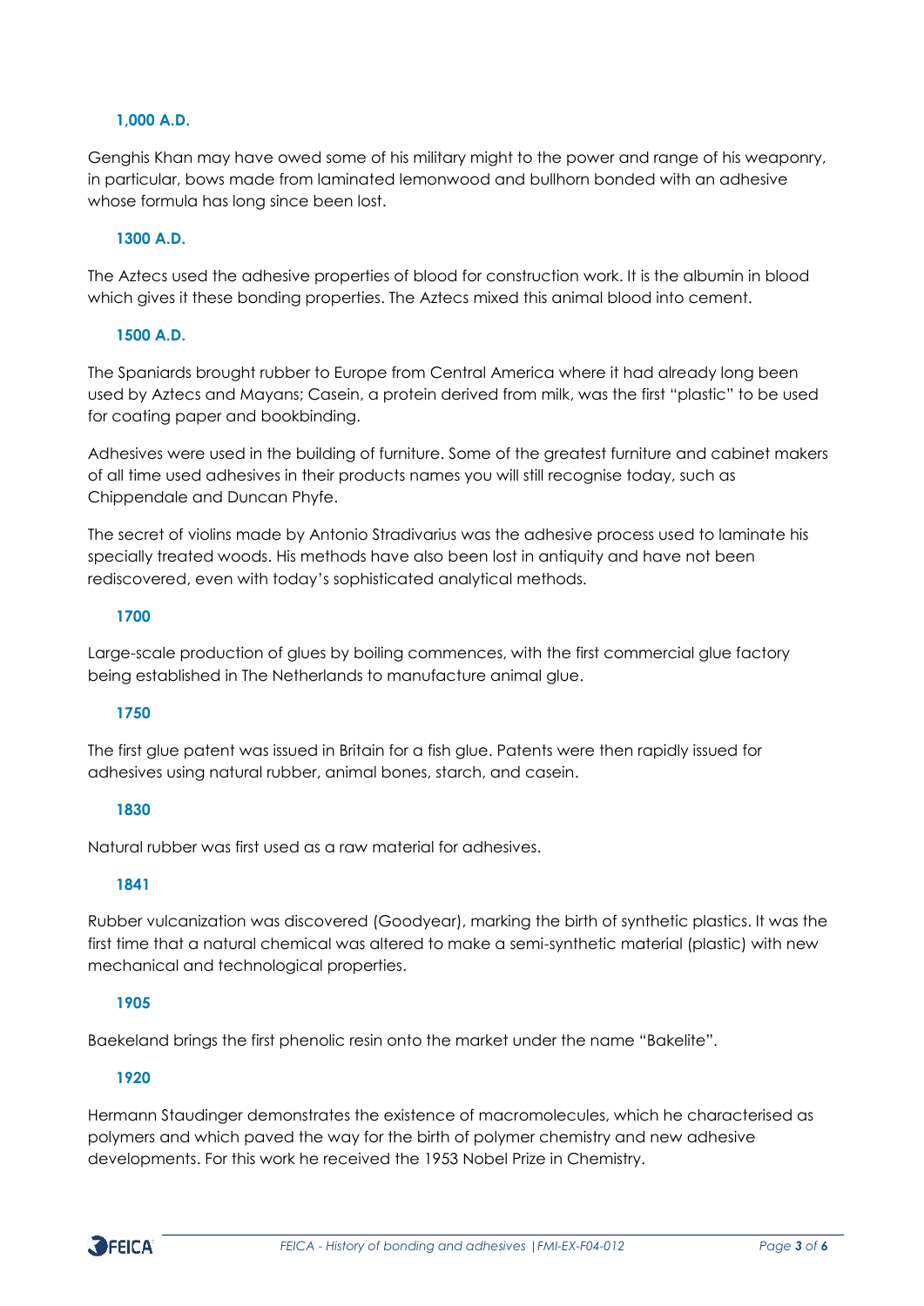### 1,000 A.D.

Genghis Khan may have owed some of his military might to the power and range of his weaponry, in particular, bows made from laminated lemonwood and bullhorn bonded with an adhesive whose formula has long since been lost.

### 1300 A.D.

The Aztecs used the adhesive properties of blood for construction work. It is the albumin in blood which gives it these bonding properties. The Aztecs mixed this animal blood into cement.

### 1500 A.D.

The Spaniards brought rubber to Europe from Central America where it had already long been used by Aztecs and Mayans; Casein, a protein derived from milk, was the first "plastic" to be used for coating paper and bookbinding.

Adhesives were used in the building of furniture. Some of the greatest furniture and cabinet makers of all time used adhesives in their products names you will still recognise today, such as Chippendale and Duncan Phyfe.

The secret of violins made by Antonio Stradivarius was the adhesive process used to laminate his specially treated woods. His methods have also been lost in antiquity and have not been rediscovered, even with today's sophisticated analytical methods.

### 1700

Large-scale production of glues by boiling commences, with the first commercial glue factory being established in The Netherlands to manufacture animal glue.

### 1750

The first glue patent was issued in Britain for a fish glue. Patents were then rapidly issued for adhesives using natural rubber, animal bones, starch, and casein.

### 1830

Natural rubber was first used as a raw material for adhesives.

### 1841

Rubber vulcanization was discovered (Goodyear), marking the birth of synthetic plastics. It was the first time that a natural chemical was altered to make a semi-synthetic material (plastic) with new mechanical and technological properties.

### 1905

Baekeland brings the first phenolic resin onto the market under the name "Bakelite".

### 1920

Hermann Staudinger demonstrates the existence of macromolecules, which he characterised as polymers and which paved the way for the birth of polymer chemistry and new adhesive developments. For this work he received the 1953 Nobel Prize in Chemistry.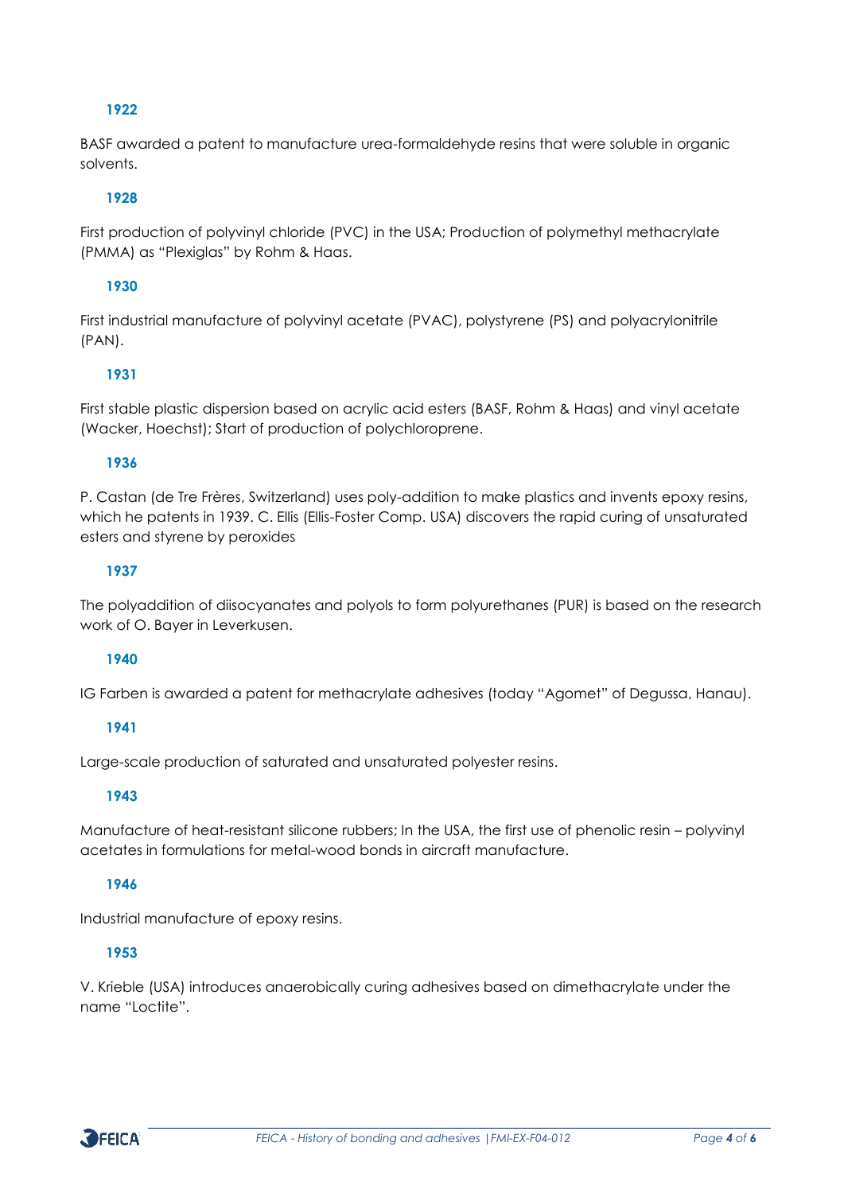### 1922

BASF awarded a patent to manufacture urea-formaldehyde resins that were soluble in organic solvents.

### 1928

First production of polyvinyl chloride (PVC) in the USA; Production of polymethyl methacrylate (PMMA) as "Plexiglas" by Rohm & Haas.

### 1930

First industrial manufacture of polyvinyl acetate (PVAC), polystyrene (PS) and polyacrylonitrile (PAN).

### 1931

First stable plastic dispersion based on acrylic acid esters (BASF, Rohm & Haas) and vinyl acetate (Wacker, Hoechst); Start of production of polychloroprene.

### 1936

P. Castan (de Tre Frères, Switzerland) uses poly-addition to make plastics and invents epoxy resins, which he patents in 1939. C. Ellis (Ellis-Foster Comp. USA) discovers the rapid curing of unsaturated esters and styrene by peroxides

### 1937

The polyaddition of diisocyanates and polyols to form polyurethanes (PUR) is based on the research work of O. Bayer in Leverkusen.

### 1940

IG Farben is awarded a patent for methacrylate adhesives (today "Agomet" of Degussa, Hanau).

### 1941

Large-scale production of saturated and unsaturated polyester resins.

### 1943

Manufacture of heat-resistant silicone rubbers; In the USA, the first use of phenolic resin – polyvinyl acetates in formulations for metal-wood bonds in aircraft manufacture.

### 1946

Industrial manufacture of epoxy resins.

### 1953

V. Krieble (USA) introduces anaerobically curing adhesives based on dimethacrylate under the name "Loctite".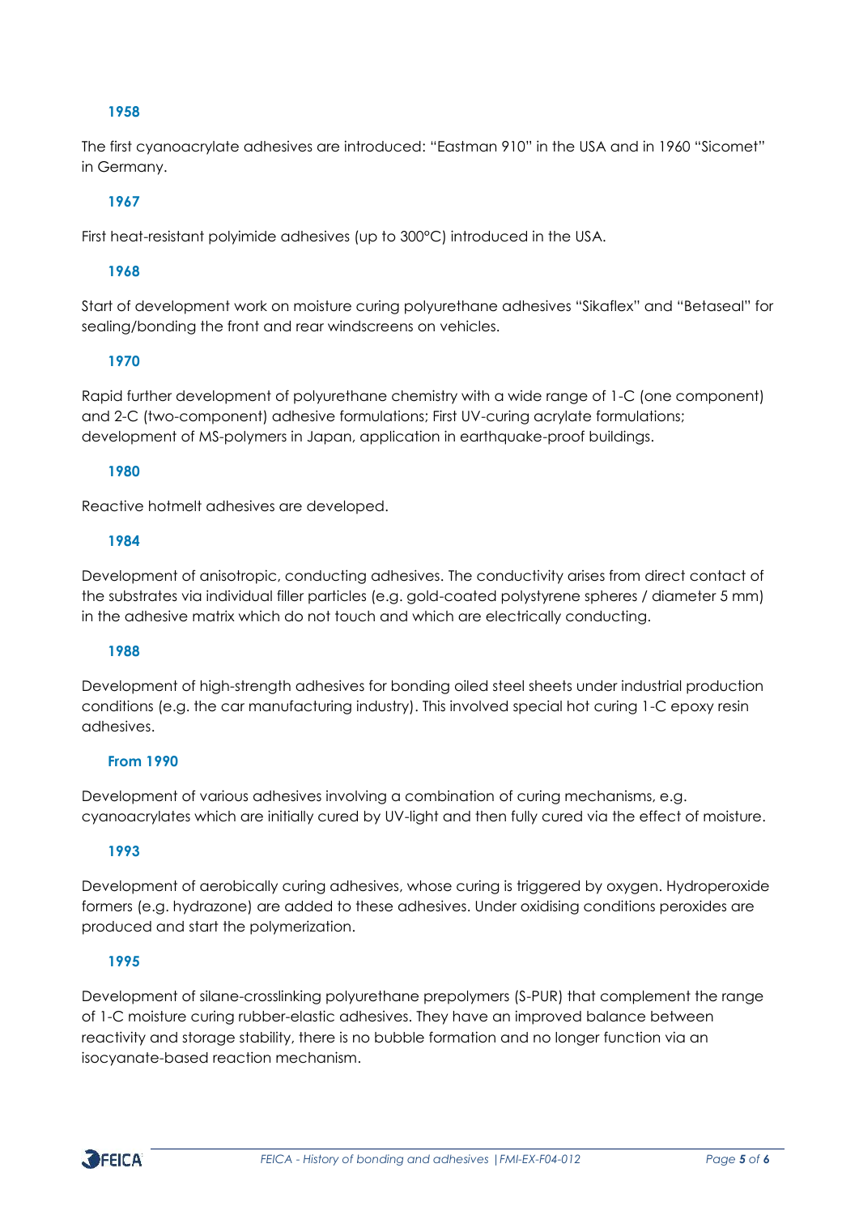### 1958

The first cyanoacrylate adhesives are introduced: "Eastman 910" in the USA and in 1960 "Sicomet" in Germany.

### 1967

First heat-resistant polyimide adhesives (up to 300°C) introduced in the USA.

### 1968

Start of development work on moisture curing polyurethane adhesives "Sikaflex" and "Betaseal" for sealing/bonding the front and rear windscreens on vehicles.

### 1970

Rapid further development of polyurethane chemistry with a wide range of 1-C (one component) and 2-C (two-component) adhesive formulations; First UV-curing acrylate formulations; development of MS-polymers in Japan, application in earthquake-proof buildings.

### 1980

Reactive hotmelt adhesives are developed.

### 1984

Development of anisotropic, conducting adhesives. The conductivity arises from direct contact of the substrates via individual filler particles (e.g. gold-coated polystyrene spheres / diameter 5 mm) in the adhesive matrix which do not touch and which are electrically conducting.

### 1988

Development of high-strength adhesives for bonding oiled steel sheets under industrial production conditions (e.g. the car manufacturing industry). This involved special hot curing 1-C epoxy resin adhesives.

### From 1990

Development of various adhesives involving a combination of curing mechanisms, e.g. cyanoacrylates which are initially cured by UV-light and then fully cured via the effect of moisture.

### 1993

Development of aerobically curing adhesives, whose curing is triggered by oxygen. Hydroperoxide formers (e.g. hydrazone) are added to these adhesives. Under oxidising conditions peroxides are produced and start the polymerization.

### 1995

Development of silane-crosslinking polyurethane prepolymers (S-PUR) that complement the range of 1-C moisture curing rubber-elastic adhesives. They have an improved balance between reactivity and storage stability, there is no bubble formation and no longer function via an isocyanate-based reaction mechanism.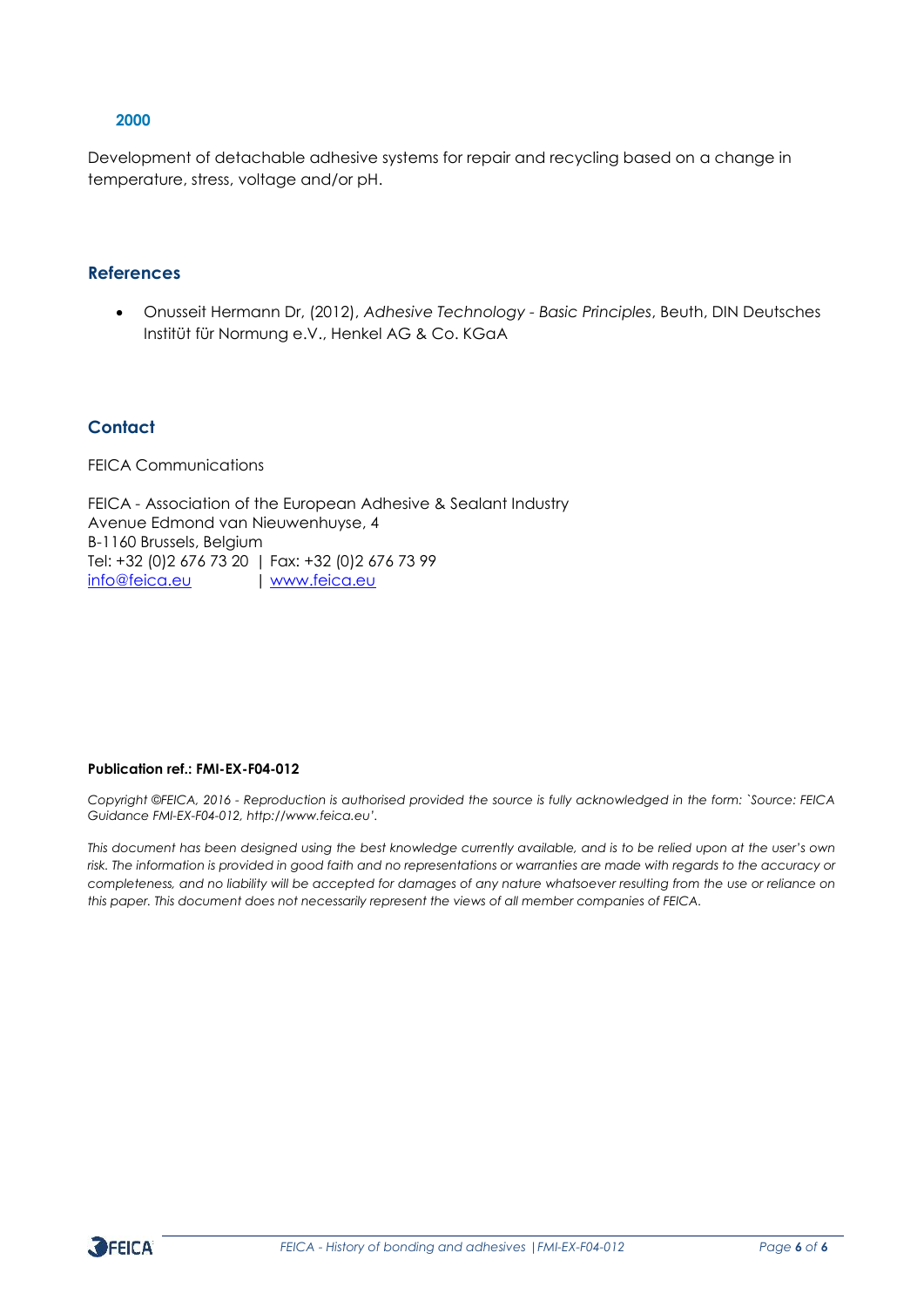### 2000

Development of detachable adhesive systems for repair and recycling based on a change in temperature, stress, voltage and/or pH.

## References

- Onusseit Hermann Dr, (2012), *Adhesive Technology - Basic Principles*, Beuth, DIN Deutsches Institüt für Normung e.V., Henkel AG & Co. KGaA

## Contact

FEICA Communications

FEICA - Association of the European Adhesive & Sealant Industry
Avenue Edmond van Nieuwenhuyse, 4
B-1160 Brussels, Belgium
Tel: +32 (0)2 676 73 20 | Fax: +32 (0)2 676 73 99
info@feica.eu | www.feica.eu

**Publication ref.: FMI-EX-F04-012**

*Copyright ©FEICA, 2016 - Reproduction is authorised provided the source is fully acknowledged in the form: `Source: FEICA Guidance FMI-EX-F04-012, http://www.feica.eu'.*

*This document has been designed using the best knowledge currently available, and is to be relied upon at the user's own risk. The information is provided in good faith and no representations or warranties are made with regards to the accuracy or completeness, and no liability will be accepted for damages of any nature whatsoever resulting from the use or reliance on this paper. This document does not necessarily represent the views of all member companies of FEICA.*